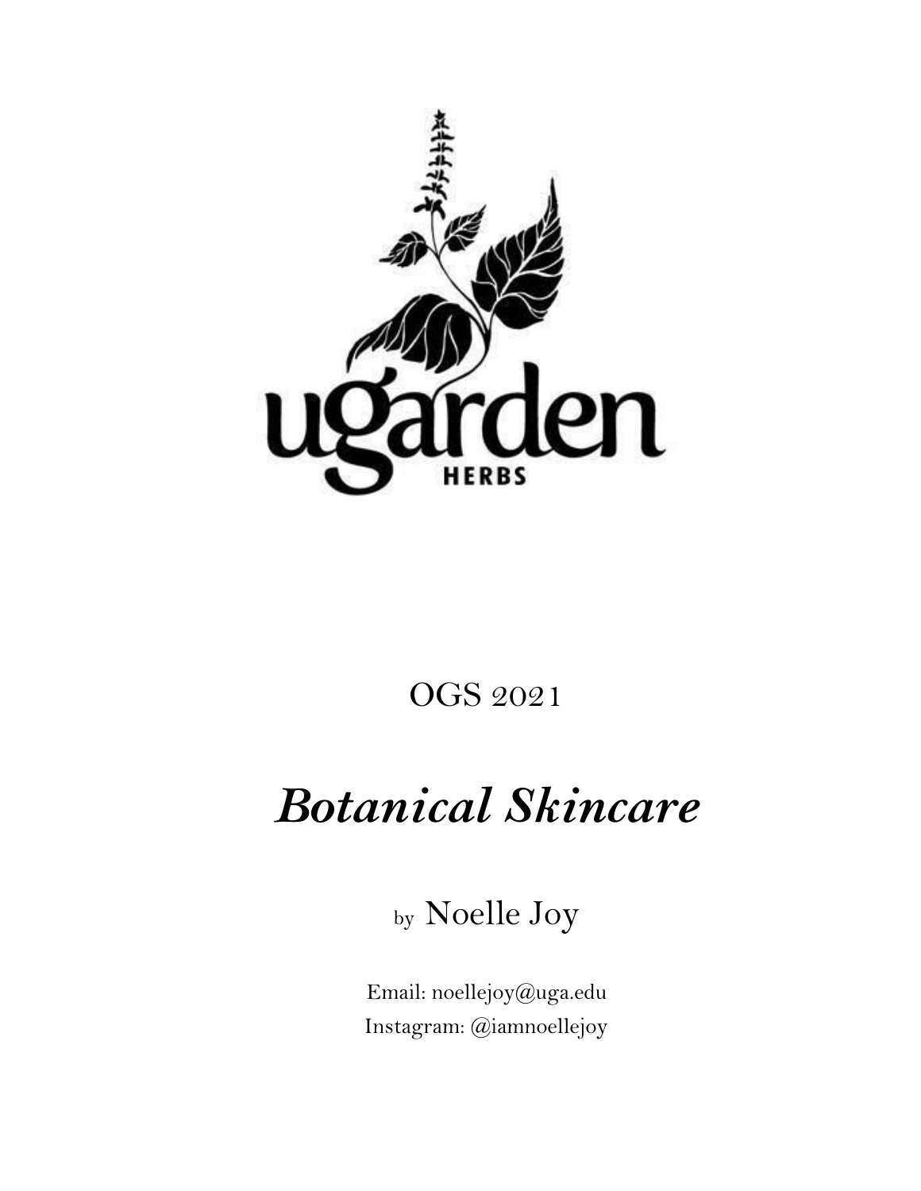ugarden

HERBS

OGS 2021

# *Botanical Skincare*

by Noelle Joy

Email: noellejoy@uga.edu

Instagram: @iamnoellejoy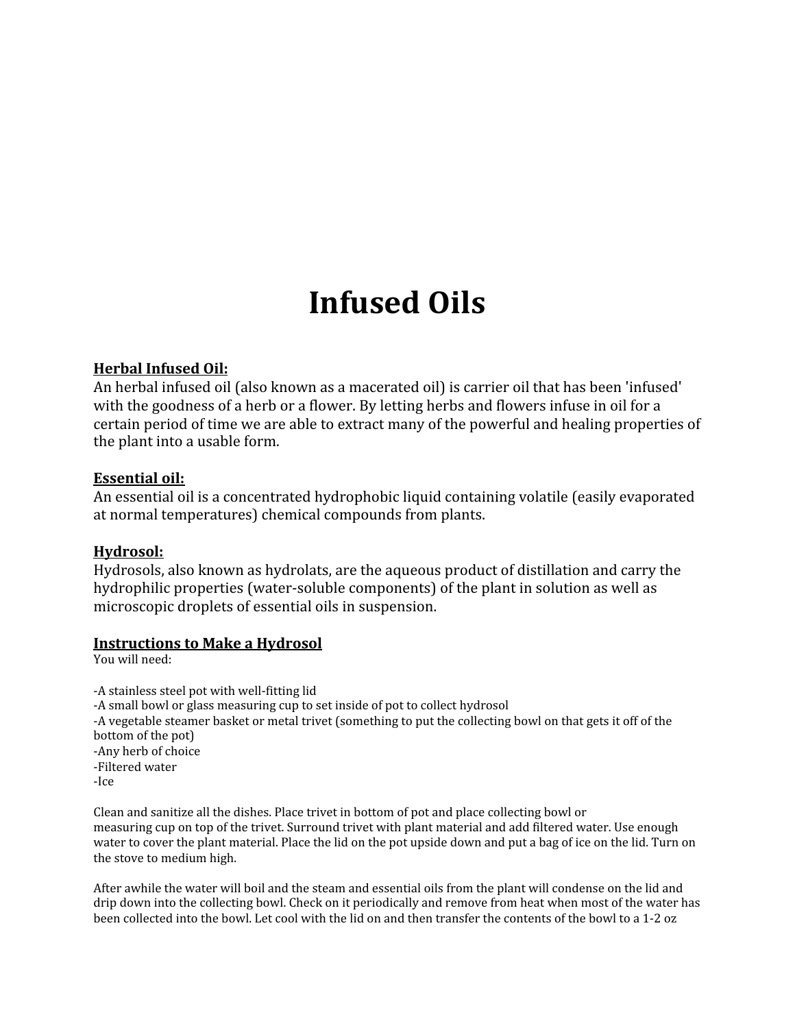# Infused Oils

**Herbal Infused Oil:**
An herbal infused oil (also known as a macerated oil) is carrier oil that has been 'infused' with the goodness of a herb or a flower. By letting herbs and flowers infuse in oil for a certain period of time we are able to extract many of the powerful and healing properties of the plant into a usable form.

**Essential oil:**
An essential oil is a concentrated hydrophobic liquid containing volatile (easily evaporated at normal temperatures) chemical compounds from plants.

**Hydrosol:**
Hydrosols, also known as hydrolats, are the aqueous product of distillation and carry the hydrophilic properties (water-soluble components) of the plant in solution as well as microscopic droplets of essential oils in suspension.

**Instructions to Make a Hydrosol**

You will need:

- A stainless steel pot with well-fitting lid
- A small bowl or glass measuring cup to set inside of pot to collect hydrosol
- A vegetable steamer basket or metal trivet (something to put the collecting bowl on that gets it off of the bottom of the pot)
- Any herb of choice
- Filtered water
- Ice

Clean and sanitize all the dishes. Place trivet in bottom of pot and place collecting bowl or measuring cup on top of the trivet. Surround trivet with plant material and add filtered water. Use enough water to cover the plant material. Place the lid on the pot upside down and put a bag of ice on the lid. Turn on the stove to medium high.

After awhile the water will boil and the steam and essential oils from the plant will condense on the lid and drip down into the collecting bowl. Check on it periodically and remove from heat when most of the water has been collected into the bowl. Let cool with the lid on and then transfer the contents of the bowl to a 1-2 oz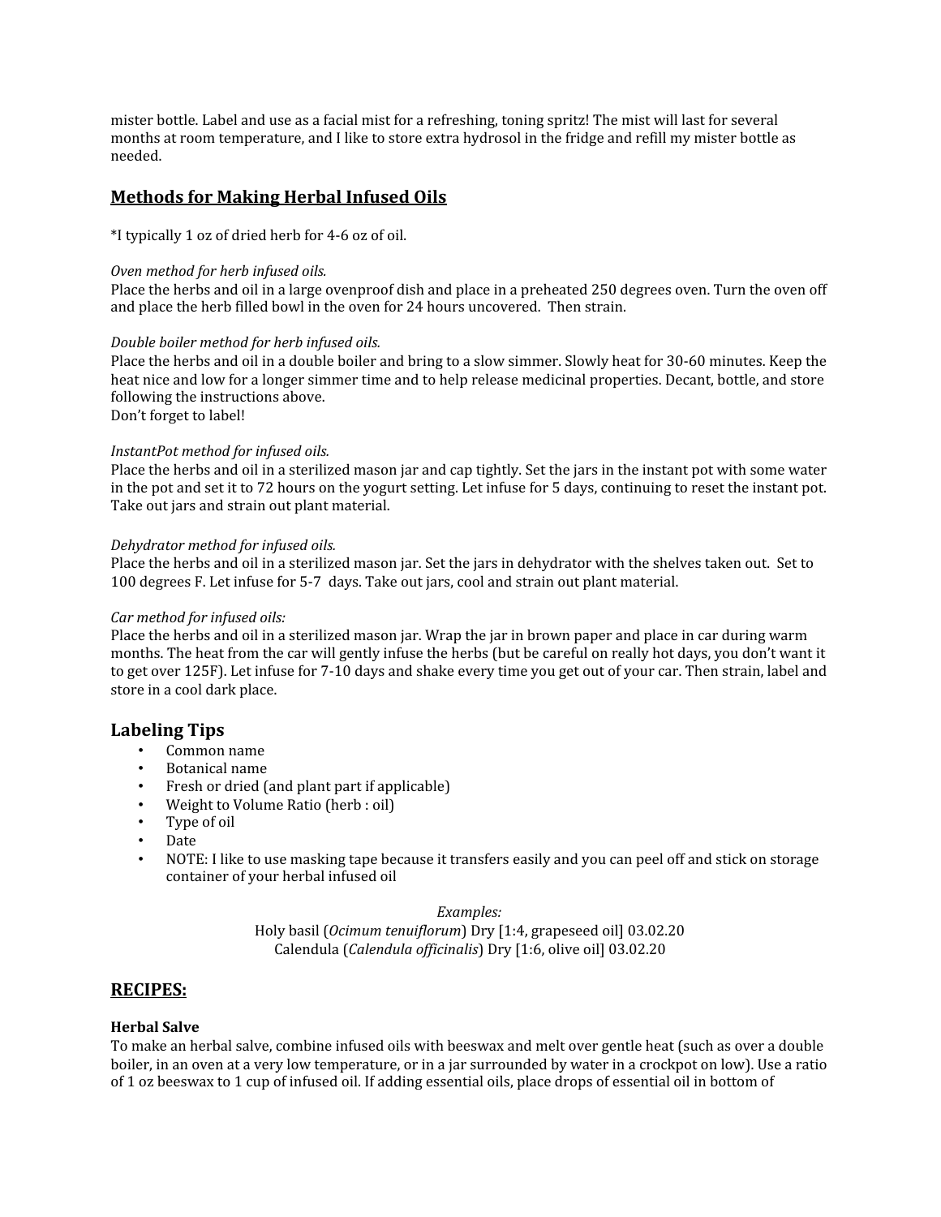mister bottle. Label and use as a facial mist for a refreshing, toning spritz! The mist will last for several months at room temperature, and I like to store extra hydrosol in the fridge and refill my mister bottle as needed.

## <u>Methods for Making Herbal Infused Oils</u>

*I typically 1 oz of dried herb for 4-6 oz of oil.

*Oven method for herb infused oils.*
Place the herbs and oil in a large ovenproof dish and place in a preheated 250 degrees oven. Turn the oven off and place the herb filled bowl in the oven for 24 hours uncovered. Then strain.

*Double boiler method for herb infused oils.*
Place the herbs and oil in a double boiler and bring to a slow simmer. Slowly heat for 30-60 minutes. Keep the heat nice and low for a longer simmer time and to help release medicinal properties. Decant, bottle, and store following the instructions above.
Don't forget to label!

*InstantPot method for infused oils.*
Place the herbs and oil in a sterilized mason jar and cap tightly. Set the jars in the instant pot with some water in the pot and set it to 72 hours on the yogurt setting. Let infuse for 5 days, continuing to reset the instant pot. Take out jars and strain out plant material.

*Dehydrator method for infused oils.*
Place the herbs and oil in a sterilized mason jar. Set the jars in dehydrator with the shelves taken out. Set to 100 degrees F. Let infuse for 5-7 days. Take out jars, cool and strain out plant material.

*Car method for infused oils:*
Place the herbs and oil in a sterilized mason jar. Wrap the jar in brown paper and place in car during warm months. The heat from the car will gently infuse the herbs (but be careful on really hot days, you don't want it to get over 125F). Let infuse for 7-10 days and shake every time you get out of your car. Then strain, label and store in a cool dark place.

## Labeling Tips

- Common name
- Botanical name
- Fresh or dried (and plant part if applicable)
- Weight to Volume Ratio (herb : oil)
- Type of oil
- Date
- NOTE: I like to use masking tape because it transfers easily and you can peel off and stick on storage container of your herbal infused oil

*Examples:*
Holy basil (*Ocimum tenuiflorum*) Dry [1:4, grapeseed oil] 03.02.20
Calendula (*Calendula officinalis*) Dry [1:6, olive oil] 03.02.20

## <u>RECIPES:</u>

**Herbal Salve**
To make an herbal salve, combine infused oils with beeswax and melt over gentle heat (such as over a double boiler, in an oven at a very low temperature, or in a jar surrounded by water in a crockpot on low). Use a ratio of 1 oz beeswax to 1 cup of infused oil. If adding essential oils, place drops of essential oil in bottom of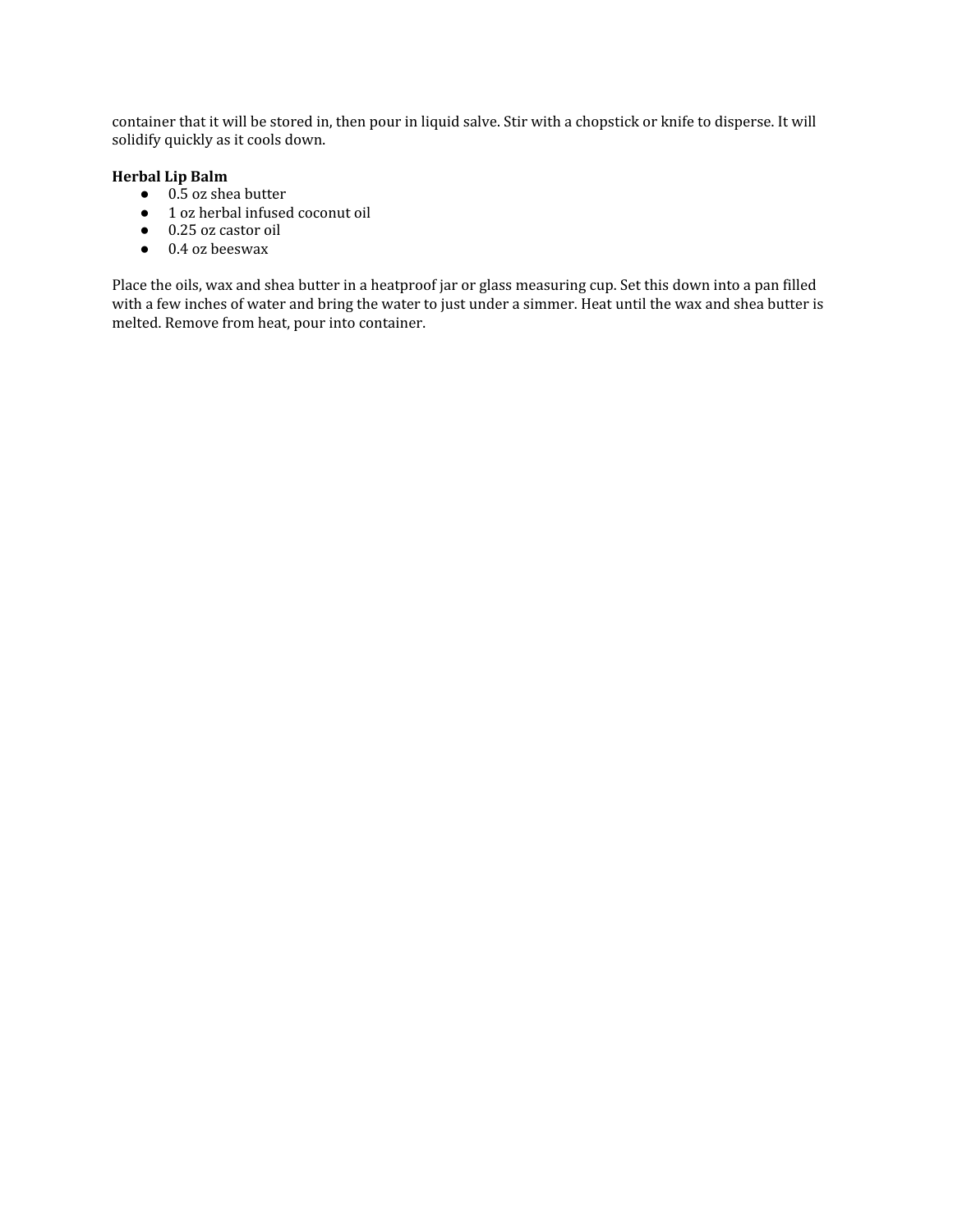container that it will be stored in, then pour in liquid salve. Stir with a chopstick or knife to disperse. It will solidify quickly as it cools down.

**Herbal Lip Balm**

- 0.5 oz shea butter
- 1 oz herbal infused coconut oil
- 0.25 oz castor oil
- 0.4 oz beeswax

Place the oils, wax and shea butter in a heatproof jar or glass measuring cup. Set this down into a pan filled with a few inches of water and bring the water to just under a simmer. Heat until the wax and shea butter is melted. Remove from heat, pour into container.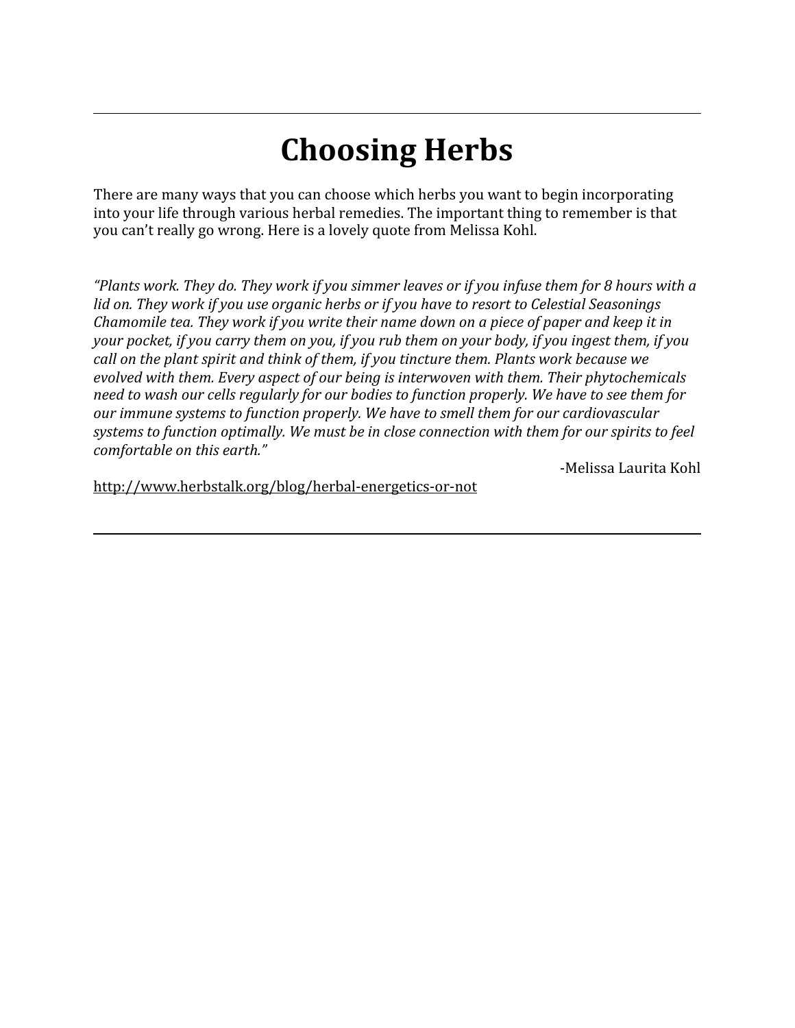---

# Choosing Herbs

There are many ways that you can choose which herbs you want to begin incorporating into your life through various herbal remedies. The important thing to remember is that you can't really go wrong. Here is a lovely quote from Melissa Kohl.

*"Plants work. They do. They work if you simmer leaves or if you infuse them for 8 hours with a lid on. They work if you use organic herbs or if you have to resort to Celestial Seasonings Chamomile tea. They work if you write their name down on a piece of paper and keep it in your pocket, if you carry them on you, if you rub them on your body, if you ingest them, if you call on the plant spirit and think of them, if you tincture them. Plants work because we evolved with them. Every aspect of our being is interwoven with them. Their phytochemicals need to wash our cells regularly for our bodies to function properly. We have to see them for our immune systems to function properly. We have to smell them for our cardiovascular systems to function optimally. We must be in close connection with them for our spirits to feel comfortable on this earth."*

-Melissa Laurita Kohl

http://www.herbstalk.org/blog/herbal-energetics-or-not

---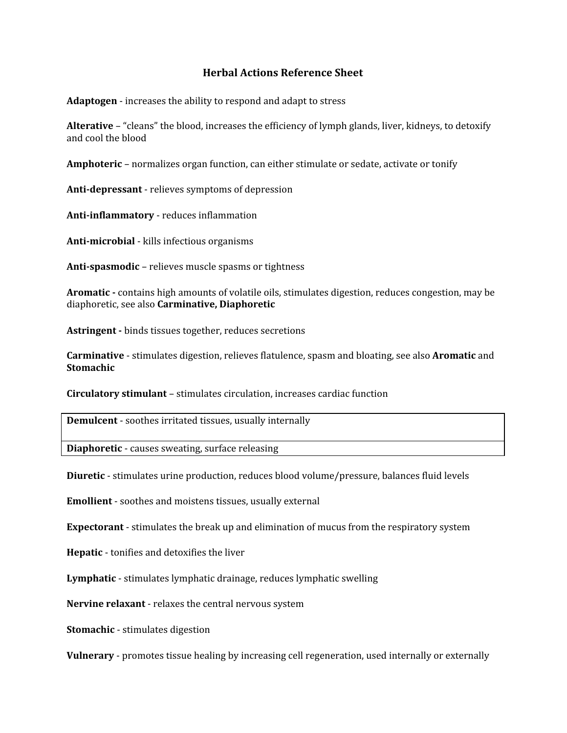# Herbal Actions Reference Sheet

**Adaptogen** - increases the ability to respond and adapt to stress

**Alterative** – "cleans" the blood, increases the efficiency of lymph glands, liver, kidneys, to detoxify and cool the blood

**Amphoteric** – normalizes organ function, can either stimulate or sedate, activate or tonify

**Anti-depressant** - relieves symptoms of depression

**Anti-inflammatory** - reduces inflammation

**Anti-microbial** - kills infectious organisms

**Anti-spasmodic** – relieves muscle spasms or tightness

**Aromatic -** contains high amounts of volatile oils, stimulates digestion, reduces congestion, may be diaphoretic, see also **Carminative, Diaphoretic**

**Astringent -** binds tissues together, reduces secretions

**Carminative** - stimulates digestion, relieves flatulence, spasm and bloating, see also **Aromatic** and **Stomachic**

**Circulatory stimulant** – stimulates circulation, increases cardiac function

**Demulcent** - soothes irritated tissues, usually internally

**Diaphoretic** - causes sweating, surface releasing

**Diuretic** - stimulates urine production, reduces blood volume/pressure, balances fluid levels

**Emollient** - soothes and moistens tissues, usually external

**Expectorant** - stimulates the break up and elimination of mucus from the respiratory system

**Hepatic** - tonifies and detoxifies the liver

**Lymphatic** - stimulates lymphatic drainage, reduces lymphatic swelling

**Nervine relaxant** - relaxes the central nervous system

**Stomachic** - stimulates digestion

**Vulnerary** - promotes tissue healing by increasing cell regeneration, used internally or externally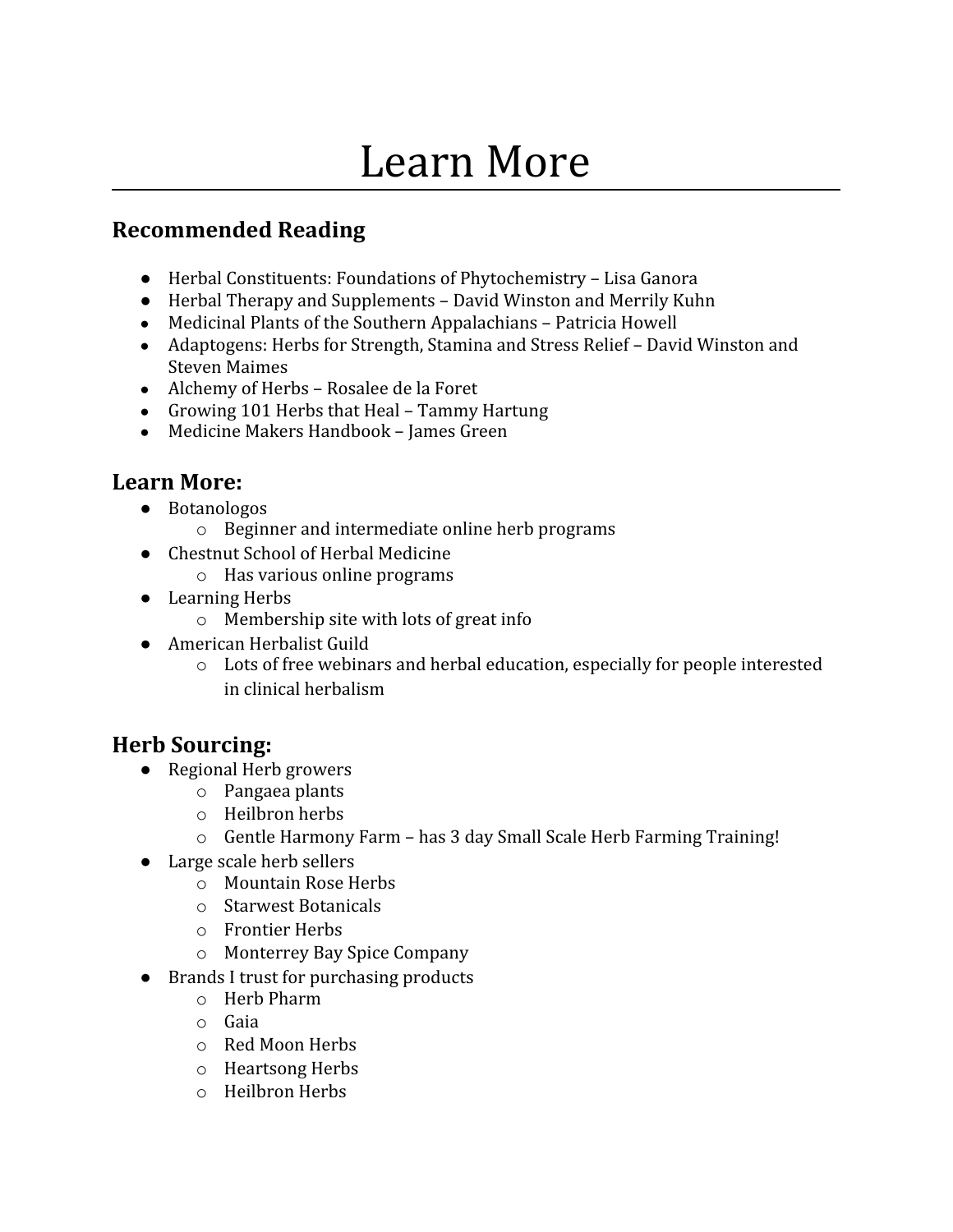# Learn More

## Recommended Reading

- Herbal Constituents: Foundations of Phytochemistry – Lisa Ganora
- Herbal Therapy and Supplements – David Winston and Merrily Kuhn
- Medicinal Plants of the Southern Appalachians – Patricia Howell
- Adaptogens: Herbs for Strength, Stamina and Stress Relief – David Winston and Steven Maimes
- Alchemy of Herbs – Rosalee de la Foret
- Growing 101 Herbs that Heal – Tammy Hartung
- Medicine Makers Handbook – James Green

## Learn More:

- Botanologos
  - Beginner and intermediate online herb programs
- Chestnut School of Herbal Medicine
  - Has various online programs
- Learning Herbs
  - Membership site with lots of great info
- American Herbalist Guild
  - Lots of free webinars and herbal education, especially for people interested in clinical herbalism

## Herb Sourcing:

- Regional Herb growers
  - Pangaea plants
  - Heilbron herbs
  - Gentle Harmony Farm – has 3 day Small Scale Herb Farming Training!
- Large scale herb sellers
  - Mountain Rose Herbs
  - Starwest Botanicals
  - Frontier Herbs
  - Monterrey Bay Spice Company
- Brands I trust for purchasing products
  - Herb Pharm
  - Gaia
  - Red Moon Herbs
  - Heartsong Herbs
  - Heilbron Herbs